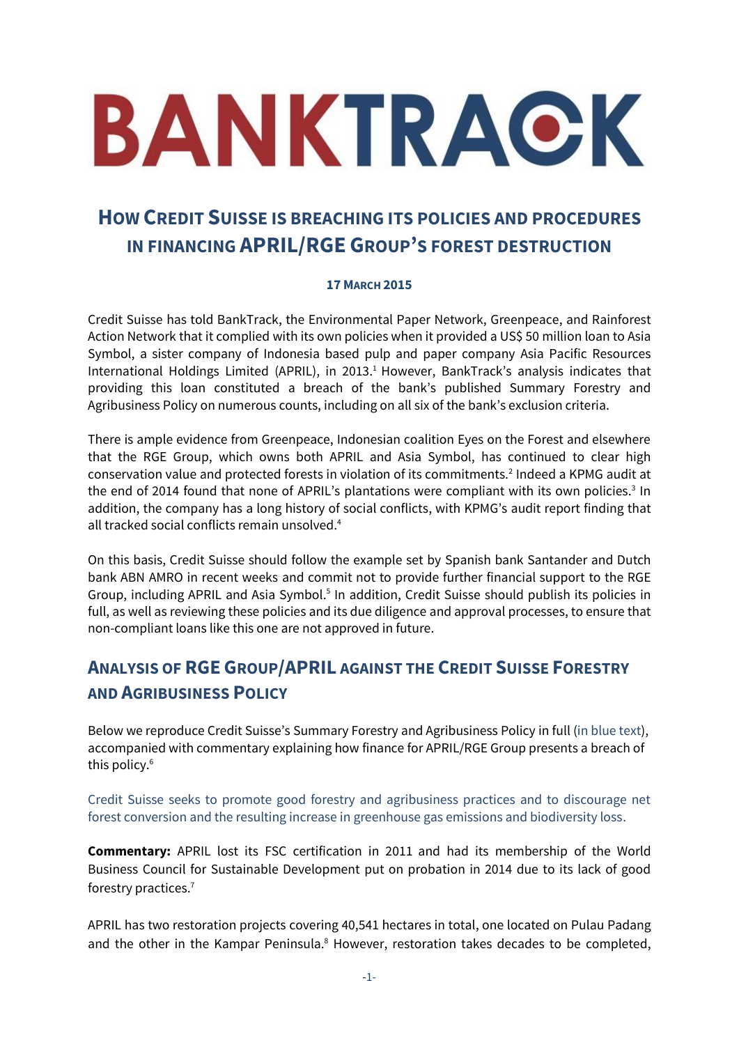# BANKTRACK

## How Credit Suisse is breaching its policies and procedures in financing APRIL/RGE Group's forest destruction

**17 March 2015**

Credit Suisse has told BankTrack, the Environmental Paper Network, Greenpeace, and Rainforest Action Network that it complied with its own policies when it provided a US$ 50 million loan to Asia Symbol, a sister company of Indonesia based pulp and paper company Asia Pacific Resources International Holdings Limited (APRIL), in 2013.[1] However, BankTrack's analysis indicates that providing this loan constituted a breach of the bank's published Summary Forestry and Agribusiness Policy on numerous counts, including on all six of the bank's exclusion criteria.

There is ample evidence from Greenpeace, Indonesian coalition Eyes on the Forest and elsewhere that the RGE Group, which owns both APRIL and Asia Symbol, has continued to clear high conservation value and protected forests in violation of its commitments.[2] Indeed a KPMG audit at the end of 2014 found that none of APRIL's plantations were compliant with its own policies.[3] In addition, the company has a long history of social conflicts, with KPMG's audit report finding that all tracked social conflicts remain unsolved.[4]

On this basis, Credit Suisse should follow the example set by Spanish bank Santander and Dutch bank ABN AMRO in recent weeks and commit not to provide further financial support to the RGE Group, including APRIL and Asia Symbol.[5] In addition, Credit Suisse should publish its policies in full, as well as reviewing these policies and its due diligence and approval processes, to ensure that non-compliant loans like this one are not approved in future.

## Analysis of RGE Group/APRIL against the Credit Suisse Forestry and Agribusiness Policy

Below we reproduce Credit Suisse's Summary Forestry and Agribusiness Policy in full (in blue text), accompanied with commentary explaining how finance for APRIL/RGE Group presents a breach of this policy.[6]

Credit Suisse seeks to promote good forestry and agribusiness practices and to discourage net forest conversion and the resulting increase in greenhouse gas emissions and biodiversity loss.

**Commentary:** APRIL lost its FSC certification in 2011 and had its membership of the World Business Council for Sustainable Development put on probation in 2014 due to its lack of good forestry practices.[7]

APRIL has two restoration projects covering 40,541 hectares in total, one located on Pulau Padang and the other in the Kampar Peninsula.[8] However, restoration takes decades to be completed,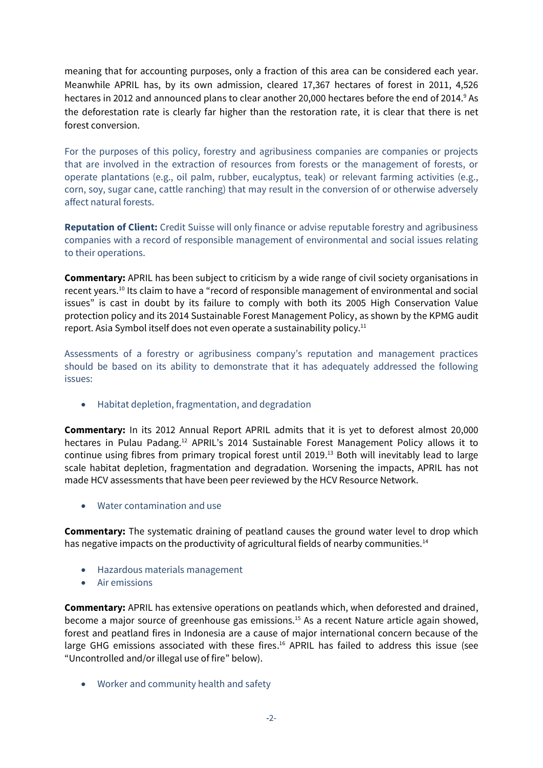meaning that for accounting purposes, only a fraction of this area can be considered each year. Meanwhile APRIL has, by its own admission, cleared 17,367 hectares of forest in 2011, 4,526 hectares in 2012 and announced plans to clear another 20,000 hectares before the end of 2014.[9] As the deforestation rate is clearly far higher than the restoration rate, it is clear that there is net forest conversion.

For the purposes of this policy, forestry and agribusiness companies are companies or projects that are involved in the extraction of resources from forests or the management of forests, or operate plantations (e.g., oil palm, rubber, eucalyptus, teak) or relevant farming activities (e.g., corn, soy, sugar cane, cattle ranching) that may result in the conversion of or otherwise adversely affect natural forests.

**Reputation of Client:** Credit Suisse will only finance or advise reputable forestry and agribusiness companies with a record of responsible management of environmental and social issues relating to their operations.

**Commentary:** APRIL has been subject to criticism by a wide range of civil society organisations in recent years.[10] Its claim to have a "record of responsible management of environmental and social issues" is cast in doubt by its failure to comply with both its 2005 High Conservation Value protection policy and its 2014 Sustainable Forest Management Policy, as shown by the KPMG audit report. Asia Symbol itself does not even operate a sustainability policy.[11]

Assessments of a forestry or agribusiness company's reputation and management practices should be based on its ability to demonstrate that it has adequately addressed the following issues:

- Habitat depletion, fragmentation, and degradation

**Commentary:** In its 2012 Annual Report APRIL admits that it is yet to deforest almost 20,000 hectares in Pulau Padang.[12] APRIL's 2014 Sustainable Forest Management Policy allows it to continue using fibres from primary tropical forest until 2019.[13] Both will inevitably lead to large scale habitat depletion, fragmentation and degradation. Worsening the impacts, APRIL has not made HCV assessments that have been peer reviewed by the HCV Resource Network.

- Water contamination and use

**Commentary:** The systematic draining of peatland causes the ground water level to drop which has negative impacts on the productivity of agricultural fields of nearby communities.[14]

- Hazardous materials management
- Air emissions

**Commentary:** APRIL has extensive operations on peatlands which, when deforested and drained, become a major source of greenhouse gas emissions.[15] As a recent Nature article again showed, forest and peatland fires in Indonesia are a cause of major international concern because of the large GHG emissions associated with these fires.[16] APRIL has failed to address this issue (see "Uncontrolled and/or illegal use of fire" below).

- Worker and community health and safety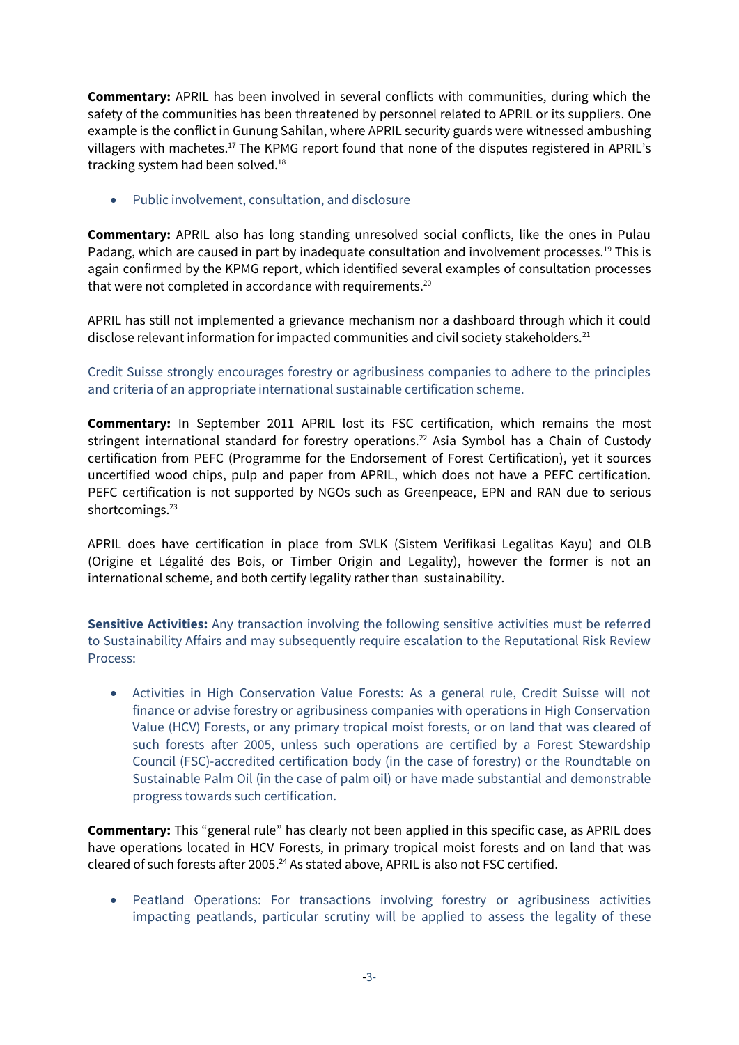**Commentary:** APRIL has been involved in several conflicts with communities, during which the safety of the communities has been threatened by personnel related to APRIL or its suppliers. One example is the conflict in Gunung Sahilan, where APRIL security guards were witnessed ambushing villagers with machetes.[17] The KPMG report found that none of the disputes registered in APRIL's tracking system had been solved.[18]

- Public involvement, consultation, and disclosure

**Commentary:** APRIL also has long standing unresolved social conflicts, like the ones in Pulau Padang, which are caused in part by inadequate consultation and involvement processes.[19] This is again confirmed by the KPMG report, which identified several examples of consultation processes that were not completed in accordance with requirements.[20]

APRIL has still not implemented a grievance mechanism nor a dashboard through which it could disclose relevant information for impacted communities and civil society stakeholders.[21]

Credit Suisse strongly encourages forestry or agribusiness companies to adhere to the principles and criteria of an appropriate international sustainable certification scheme.

**Commentary:** In September 2011 APRIL lost its FSC certification, which remains the most stringent international standard for forestry operations.[22] Asia Symbol has a Chain of Custody certification from PEFC (Programme for the Endorsement of Forest Certification), yet it sources uncertified wood chips, pulp and paper from APRIL, which does not have a PEFC certification. PEFC certification is not supported by NGOs such as Greenpeace, EPN and RAN due to serious shortcomings.[23]

APRIL does have certification in place from SVLK (Sistem Verifikasi Legalitas Kayu) and OLB (Origine et Légalité des Bois, or Timber Origin and Legality), however the former is not an international scheme, and both certify legality rather than sustainability.

**Sensitive Activities:** Any transaction involving the following sensitive activities must be referred to Sustainability Affairs and may subsequently require escalation to the Reputational Risk Review Process:

- Activities in High Conservation Value Forests: As a general rule, Credit Suisse will not finance or advise forestry or agribusiness companies with operations in High Conservation Value (HCV) Forests, or any primary tropical moist forests, or on land that was cleared of such forests after 2005, unless such operations are certified by a Forest Stewardship Council (FSC)-accredited certification body (in the case of forestry) or the Roundtable on Sustainable Palm Oil (in the case of palm oil) or have made substantial and demonstrable progress towards such certification.

**Commentary:** This "general rule" has clearly not been applied in this specific case, as APRIL does have operations located in HCV Forests, in primary tropical moist forests and on land that was cleared of such forests after 2005.[24] As stated above, APRIL is also not FSC certified.

- Peatland Operations: For transactions involving forestry or agribusiness activities impacting peatlands, particular scrutiny will be applied to assess the legality of these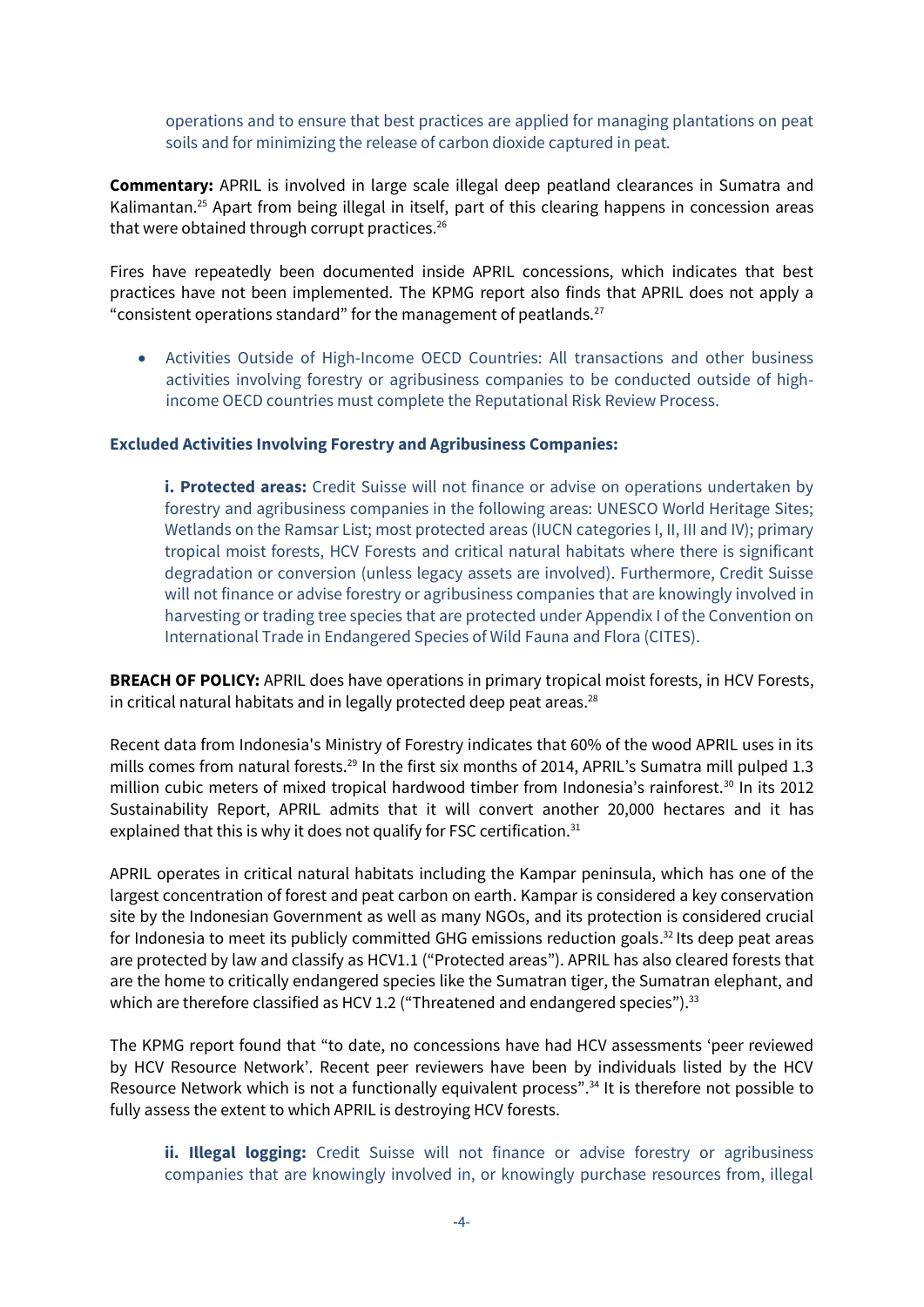operations and to ensure that best practices are applied for managing plantations on peat soils and for minimizing the release of carbon dioxide captured in peat.

**Commentary:** APRIL is involved in large scale illegal deep peatland clearances in Sumatra and Kalimantan.[25] Apart from being illegal in itself, part of this clearing happens in concession areas that were obtained through corrupt practices.[26]

Fires have repeatedly been documented inside APRIL concessions, which indicates that best practices have not been implemented. The KPMG report also finds that APRIL does not apply a "consistent operations standard" for the management of peatlands.[27]

- Activities Outside of High-Income OECD Countries: All transactions and other business activities involving forestry or agribusiness companies to be conducted outside of high-income OECD countries must complete the Reputational Risk Review Process.

**Excluded Activities Involving Forestry and Agribusiness Companies:**

**i. Protected areas:** Credit Suisse will not finance or advise on operations undertaken by forestry and agribusiness companies in the following areas: UNESCO World Heritage Sites; Wetlands on the Ramsar List; most protected areas (IUCN categories I, II, III and IV); primary tropical moist forests, HCV Forests and critical natural habitats where there is significant degradation or conversion (unless legacy assets are involved). Furthermore, Credit Suisse will not finance or advise forestry or agribusiness companies that are knowingly involved in harvesting or trading tree species that are protected under Appendix I of the Convention on International Trade in Endangered Species of Wild Fauna and Flora (CITES).

**BREACH OF POLICY:** APRIL does have operations in primary tropical moist forests, in HCV Forests, in critical natural habitats and in legally protected deep peat areas.[28]

Recent data from Indonesia's Ministry of Forestry indicates that 60% of the wood APRIL uses in its mills comes from natural forests.[29] In the first six months of 2014, APRIL's Sumatra mill pulped 1.3 million cubic meters of mixed tropical hardwood timber from Indonesia's rainforest.[30] In its 2012 Sustainability Report, APRIL admits that it will convert another 20,000 hectares and it has explained that this is why it does not qualify for FSC certification.[31]

APRIL operates in critical natural habitats including the Kampar peninsula, which has one of the largest concentration of forest and peat carbon on earth. Kampar is considered a key conservation site by the Indonesian Government as well as many NGOs, and its protection is considered crucial for Indonesia to meet its publicly committed GHG emissions reduction goals.[32] Its deep peat areas are protected by law and classify as HCV1.1 ("Protected areas"). APRIL has also cleared forests that are the home to critically endangered species like the Sumatran tiger, the Sumatran elephant, and which are therefore classified as HCV 1.2 ("Threatened and endangered species").[33]

The KPMG report found that "to date, no concessions have had HCV assessments 'peer reviewed by HCV Resource Network'. Recent peer reviewers have been by individuals listed by the HCV Resource Network which is not a functionally equivalent process".[34] It is therefore not possible to fully assess the extent to which APRIL is destroying HCV forests.

**ii. Illegal logging:** Credit Suisse will not finance or advise forestry or agribusiness companies that are knowingly involved in, or knowingly purchase resources from, illegal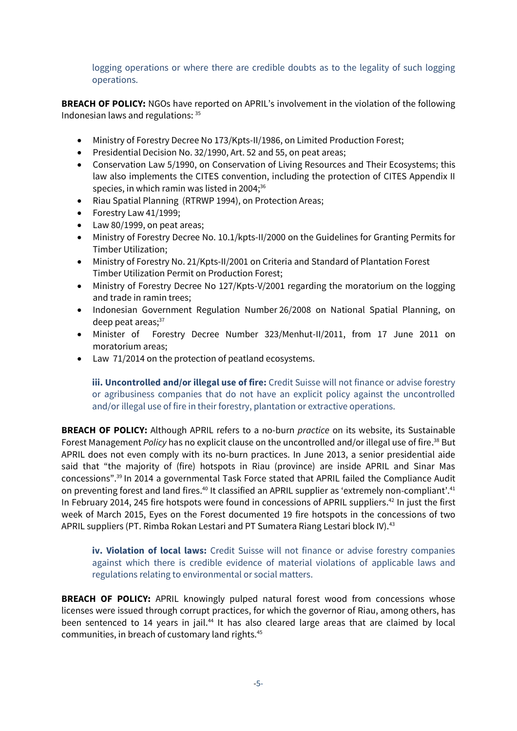logging operations or where there are credible doubts as to the legality of such logging operations.

**BREACH OF POLICY:** NGOs have reported on APRIL's involvement in the violation of the following Indonesian laws and regulations: [35]

- Ministry of Forestry Decree No 173/Kpts-II/1986, on Limited Production Forest;
- Presidential Decision No. 32/1990, Art. 52 and 55, on peat areas;
- Conservation Law 5/1990, on Conservation of Living Resources and Their Ecosystems; this law also implements the CITES convention, including the protection of CITES Appendix II species, in which ramin was listed in 2004;[36]
- Riau Spatial Planning (RTRWP 1994), on Protection Areas;
- Forestry Law 41/1999;
- Law 80/1999, on peat areas;
- Ministry of Forestry Decree No. 10.1/kpts-II/2000 on the Guidelines for Granting Permits for Timber Utilization;
- Ministry of Forestry No. 21/Kpts-II/2001 on Criteria and Standard of Plantation Forest Timber Utilization Permit on Production Forest;
- Ministry of Forestry Decree No 127/Kpts-V/2001 regarding the moratorium on the logging and trade in ramin trees;
- Indonesian Government Regulation Number 26/2008 on National Spatial Planning, on deep peat areas;[37]
- Minister of Forestry Decree Number 323/Menhut-II/2011, from 17 June 2011 on moratorium areas;
- Law 71/2014 on the protection of peatland ecosystems.

**iii. Uncontrolled and/or illegal use of fire:** Credit Suisse will not finance or advise forestry or agribusiness companies that do not have an explicit policy against the uncontrolled and/or illegal use of fire in their forestry, plantation or extractive operations.

**BREACH OF POLICY:** Although APRIL refers to a no-burn *practice* on its website, its Sustainable Forest Management *Policy* has no explicit clause on the uncontrolled and/or illegal use of fire.[38] But APRIL does not even comply with its no-burn practices. In June 2013, a senior presidential aide said that "the majority of (fire) hotspots in Riau (province) are inside APRIL and Sinar Mas concessions".[39] In 2014 a governmental Task Force stated that APRIL failed the Compliance Audit on preventing forest and land fires.[40] It classified an APRIL supplier as 'extremely non-compliant'.[41] In February 2014, 245 fire hotspots were found in concessions of APRIL suppliers.[42] In just the first week of March 2015, Eyes on the Forest documented 19 fire hotspots in the concessions of two APRIL suppliers (PT. Rimba Rokan Lestari and PT Sumatera Riang Lestari block IV).[43]

**iv. Violation of local laws:** Credit Suisse will not finance or advise forestry companies against which there is credible evidence of material violations of applicable laws and regulations relating to environmental or social matters.

**BREACH OF POLICY:** APRIL knowingly pulped natural forest wood from concessions whose licenses were issued through corrupt practices, for which the governor of Riau, among others, has been sentenced to 14 years in jail.[44] It has also cleared large areas that are claimed by local communities, in breach of customary land rights.[45]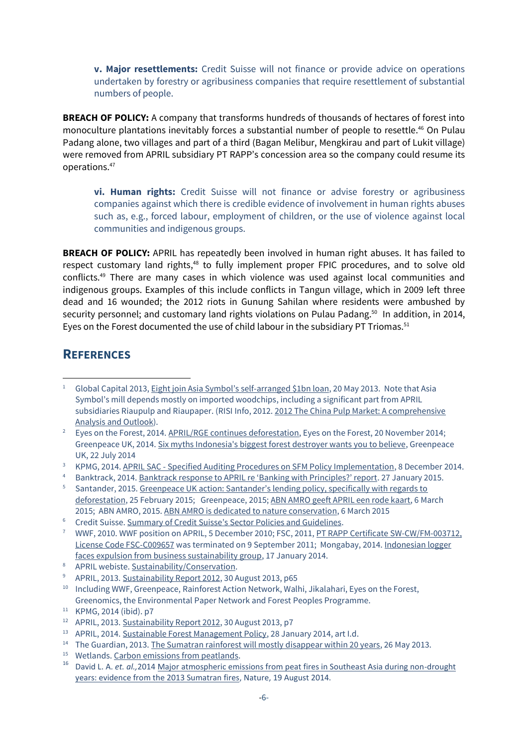**v. Major resettlements:** Credit Suisse will not finance or provide advice on operations undertaken by forestry or agribusiness companies that require resettlement of substantial numbers of people.

**BREACH OF POLICY:** A company that transforms hundreds of thousands of hectares of forest into monoculture plantations inevitably forces a substantial number of people to resettle.[46] On Pulau Padang alone, two villages and part of a third (Bagan Melibur, Mengkirau and part of Lukit village) were removed from APRIL subsidiary PT RAPP's concession area so the company could resume its operations.[47]

**vi. Human rights:** Credit Suisse will not finance or advise forestry or agribusiness companies against which there is credible evidence of involvement in human rights abuses such as, e.g., forced labour, employment of children, or the use of violence against local communities and indigenous groups.

**BREACH OF POLICY:** APRIL has repeatedly been involved in human right abuses. It has failed to respect customary land rights,[48] to fully implement proper FPIC procedures, and to solve old conflicts.[49] There are many cases in which violence was used against local communities and indigenous groups. Examples of this include conflicts in Tangun village, which in 2009 left three dead and 16 wounded; the 2012 riots in Gunung Sahilan where residents were ambushed by security personnel; and customary land rights violations on Pulau Padang.[50] In addition, in 2014, Eyes on the Forest documented the use of child labour in the subsidiary PT Triomas.[51]

## References

1. Global Capital 2013, Eight join Asia Symbol's self-arranged $1bn loan, 20 May 2013. Note that Asia Symbol's mill depends mostly on imported woodchips, including a significant part from APRIL subsidiaries Riaupulp and Riaupaper. (RISI Info, 2012. 2012 The China Pulp Market: A comprehensive Analysis and Outlook).
2. Eyes on the Forest, 2014. APRIL/RGE continues deforestation, Eyes on the Forest, 20 November 2014; Greenpeace UK, 2014. Six myths Indonesia's biggest forest destroyer wants you to believe, Greenpeace UK, 22 July 2014
3. KPMG, 2014. APRIL SAC - Specified Auditing Procedures on SFM Policy Implementation, 8 December 2014.
4. Banktrack, 2014. Banktrack response to APRIL re 'Banking with Principles?' report. 27 January 2015.
5. Santander, 2015. Greenpeace UK action: Santander's lending policy, specifically with regards to deforestation, 25 February 2015; Greenpeace, 2015; ABN AMRO geeft APRIL een rode kaart, 6 March 2015; ABN AMRO, 2015. ABN AMRO is dedicated to nature conservation, 6 March 2015
6. Credit Suisse. Summary of Credit Suisse's Sector Policies and Guidelines.
7. WWF, 2010. WWF position on APRIL, 5 December 2010; FSC, 2011, PT RAPP Certificate SW-CW/FM-003712, License Code FSC-C009657 was terminated on 9 September 2011; Mongabay, 2014. Indonesian logger faces expulsion from business sustainability group, 17 January 2014.
8. APRIL webiste. Sustainability/Conservation.
9. APRIL, 2013. Sustainability Report 2012, 30 August 2013, p65
10. Including WWF, Greenpeace, Rainforest Action Network, Walhi, Jikalahari, Eyes on the Forest, Greenomics, the Environmental Paper Network and Forest Peoples Programme.
11. KPMG, 2014 (ibid). p7
12. APRIL, 2013. Sustainability Report 2012, 30 August 2013, p7
13. APRIL, 2014. Sustainable Forest Management Policy, 28 January 2014, art I.d.
14. The Guardian, 2013. The Sumatran rainforest will mostly disappear within 20 years, 26 May 2013.
15. Wetlands. Carbon emissions from peatlands.
16. David L. A. *et. al.,* 2014 Major atmospheric emissions from peat fires in Southeast Asia during non-drought years: evidence from the 2013 Sumatran fires, Nature, 19 August 2014.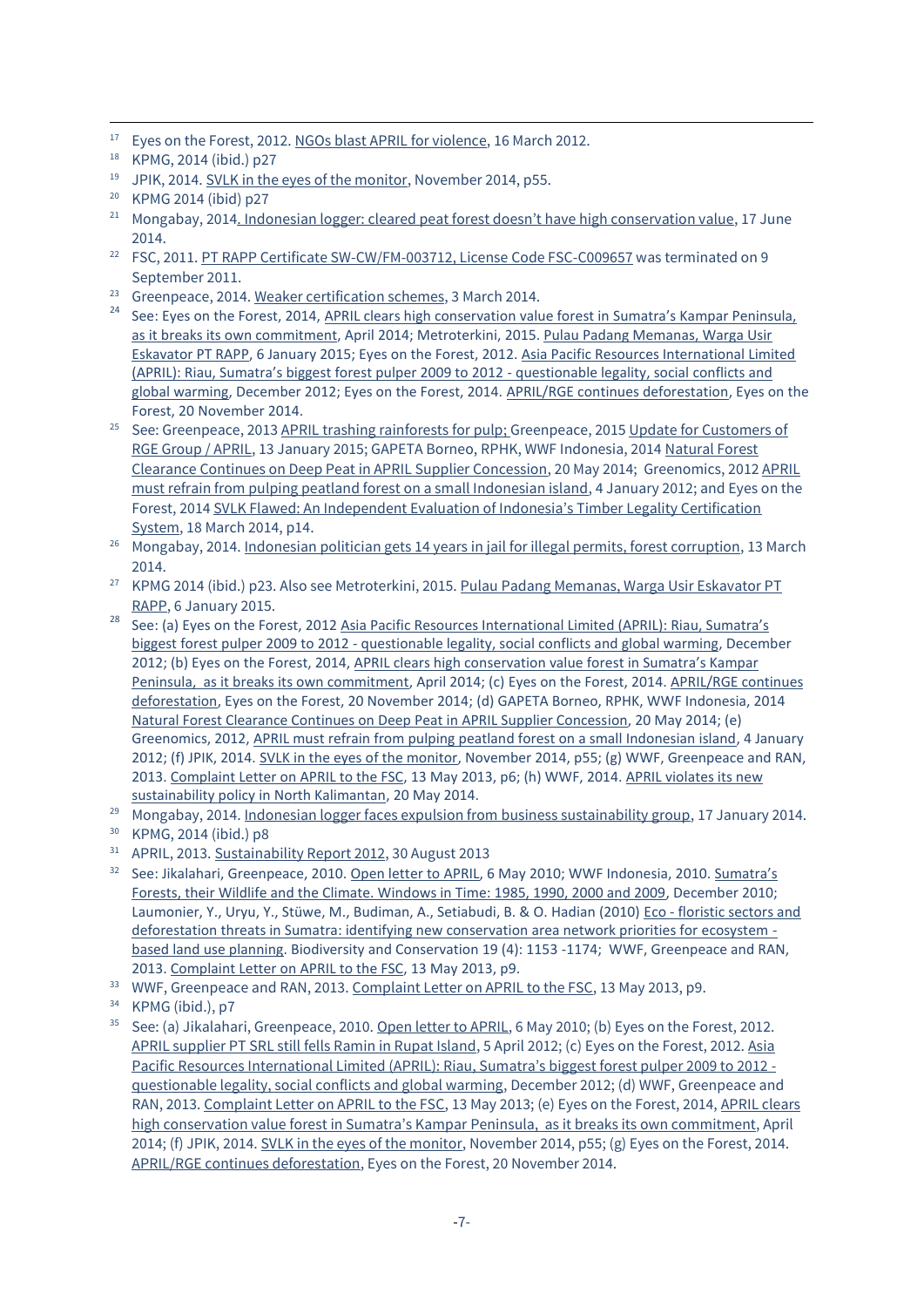[17] Eyes on the Forest, 2012. NGOs blast APRIL for violence, 16 March 2012.

[18] KPMG, 2014 (ibid.) p27

[19] JPIK, 2014. SVLK in the eyes of the monitor, November 2014, p55.

[20] KPMG 2014 (ibid) p27

[21] Mongabay, 2014. Indonesian logger: cleared peat forest doesn't have high conservation value, 17 June 2014.

[22] FSC, 2011. PT RAPP Certificate SW-CW/FM-003712, License Code FSC-C009657 was terminated on 9 September 2011.

[23] Greenpeace, 2014. Weaker certification schemes, 3 March 2014.

[24] See: Eyes on the Forest, 2014, APRIL clears high conservation value forest in Sumatra's Kampar Peninsula, as it breaks its own commitment, April 2014; Metroterkini, 2015. Pulau Padang Memanas, Warga Usir Eskavator PT RAPP, 6 January 2015; Eyes on the Forest, 2012. Asia Pacific Resources International Limited (APRIL): Riau, Sumatra's biggest forest pulper 2009 to 2012 - questionable legality, social conflicts and global warming, December 2012; Eyes on the Forest, 2014. APRIL/RGE continues deforestation, Eyes on the Forest, 20 November 2014.

[25] See: Greenpeace, 2013 APRIL trashing rainforests for pulp; Greenpeace, 2015 Update for Customers of RGE Group / APRIL, 13 January 2015; GAPETA Borneo, RPHK, WWF Indonesia, 2014 Natural Forest Clearance Continues on Deep Peat in APRIL Supplier Concession, 20 May 2014; Greenomics, 2012 APRIL must refrain from pulping peatland forest on a small Indonesian island, 4 January 2012; and Eyes on the Forest, 2014 SVLK Flawed: An Independent Evaluation of Indonesia's Timber Legality Certification System, 18 March 2014, p14.

[26] Mongabay, 2014. Indonesian politician gets 14 years in jail for illegal permits, forest corruption, 13 March 2014.

[27] KPMG 2014 (ibid.) p23. Also see Metroterkini, 2015. Pulau Padang Memanas, Warga Usir Eskavator PT RAPP, 6 January 2015.

[28] See: (a) Eyes on the Forest, 2012 Asia Pacific Resources International Limited (APRIL): Riau, Sumatra's biggest forest pulper 2009 to 2012 - questionable legality, social conflicts and global warming, December 2012; (b) Eyes on the Forest, 2014, APRIL clears high conservation value forest in Sumatra's Kampar Peninsula, as it breaks its own commitment, April 2014; (c) Eyes on the Forest, 2014. APRIL/RGE continues deforestation, Eyes on the Forest, 20 November 2014; (d) GAPETA Borneo, RPHK, WWF Indonesia, 2014 Natural Forest Clearance Continues on Deep Peat in APRIL Supplier Concession, 20 May 2014; (e) Greenomics, 2012, APRIL must refrain from pulping peatland forest on a small Indonesian island, 4 January 2012; (f) JPIK, 2014. SVLK in the eyes of the monitor, November 2014, p55; (g) WWF, Greenpeace and RAN, 2013. Complaint Letter on APRIL to the FSC, 13 May 2013, p6; (h) WWF, 2014. APRIL violates its new sustainability policy in North Kalimantan, 20 May 2014.

[29] Mongabay, 2014. Indonesian logger faces expulsion from business sustainability group, 17 January 2014.

[30] KPMG, 2014 (ibid.) p8

[31] APRIL, 2013. Sustainability Report 2012, 30 August 2013

[32] See: Jikalahari, Greenpeace, 2010. Open letter to APRIL, 6 May 2010; WWF Indonesia, 2010. Sumatra's Forests, their Wildlife and the Climate. Windows in Time: 1985, 1990, 2000 and 2009, December 2010; Laumonier, Y., Uryu, Y., Stüwe, M., Budiman, A., Setiabudi, B. & O. Hadian (2010) Eco - floristic sectors and deforestation threats in Sumatra: identifying new conservation area network priorities for ecosystem - based land use planning. Biodiversity and Conservation 19 (4): 1153 -1174; WWF, Greenpeace and RAN, 2013. Complaint Letter on APRIL to the FSC, 13 May 2013, p9.

[33] WWF, Greenpeace and RAN, 2013. Complaint Letter on APRIL to the FSC, 13 May 2013, p9.

[34] KPMG (ibid.), p7

[35] See: (a) Jikalahari, Greenpeace, 2010. Open letter to APRIL, 6 May 2010; (b) Eyes on the Forest, 2012. APRIL supplier PT SRL still fells Ramin in Rupat Island, 5 April 2012; (c) Eyes on the Forest, 2012. Asia Pacific Resources International Limited (APRIL): Riau, Sumatra's biggest forest pulper 2009 to 2012 - questionable legality, social conflicts and global warming, December 2012; (d) WWF, Greenpeace and RAN, 2013. Complaint Letter on APRIL to the FSC, 13 May 2013; (e) Eyes on the Forest, 2014, APRIL clears high conservation value forest in Sumatra's Kampar Peninsula, as it breaks its own commitment, April 2014; (f) JPIK, 2014. SVLK in the eyes of the monitor, November 2014, p55; (g) Eyes on the Forest, 2014. APRIL/RGE continues deforestation, Eyes on the Forest, 20 November 2014.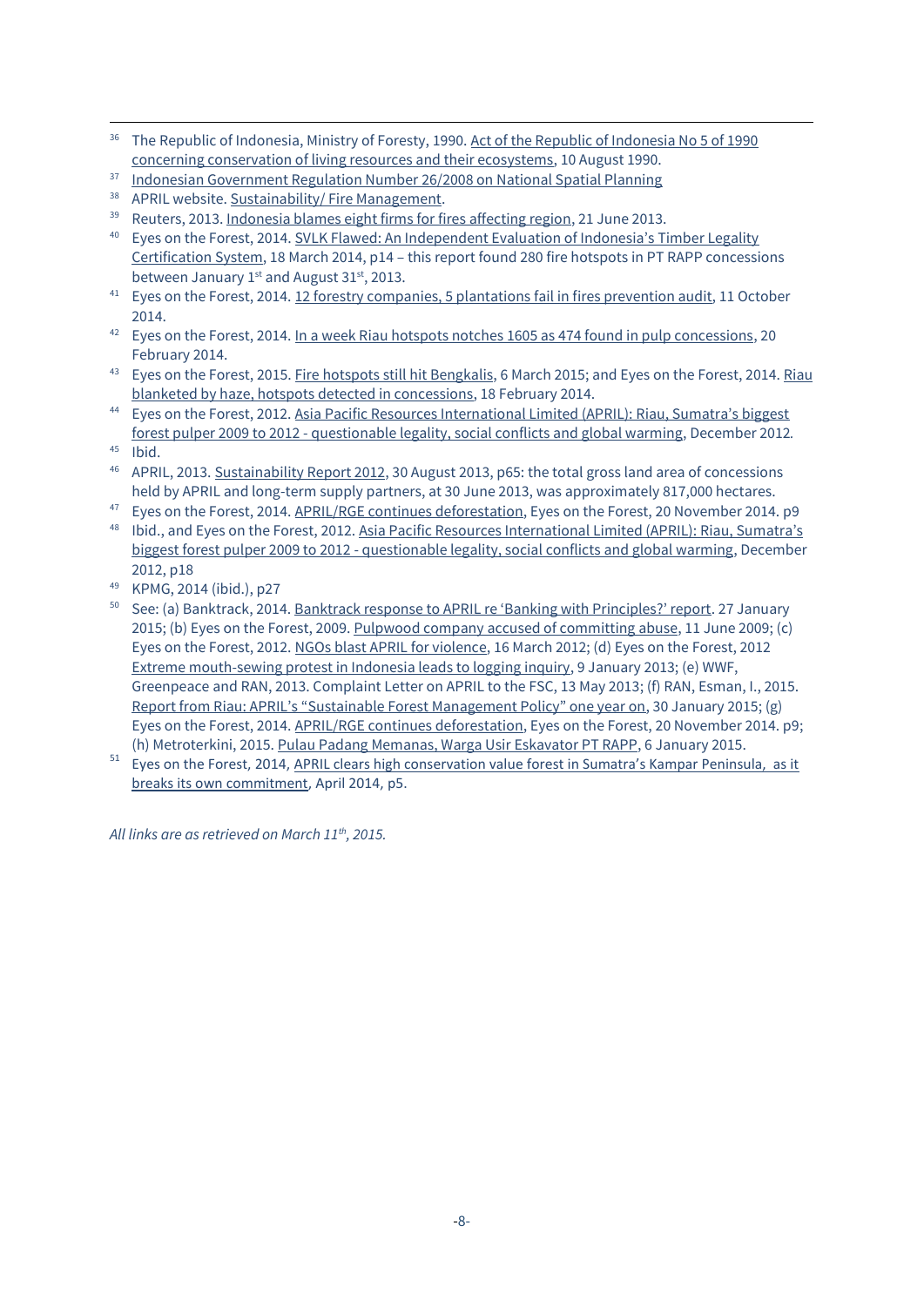[36] The Republic of Indonesia, Ministry of Foresty, 1990. Act of the Republic of Indonesia No 5 of 1990 concerning conservation of living resources and their ecosystems, 10 August 1990.

[37] Indonesian Government Regulation Number 26/2008 on National Spatial Planning

[38] APRIL website. Sustainability/ Fire Management.

[39] Reuters, 2013. Indonesia blames eight firms for fires affecting region, 21 June 2013.

[40] Eyes on the Forest, 2014. SVLK Flawed: An Independent Evaluation of Indonesia's Timber Legality Certification System, 18 March 2014, p14 – this report found 280 fire hotspots in PT RAPP concessions between January 1st and August 31st, 2013.

[41] Eyes on the Forest, 2014. 12 forestry companies, 5 plantations fail in fires prevention audit, 11 October 2014.

[42] Eyes on the Forest, 2014. In a week Riau hotspots notches 1605 as 474 found in pulp concessions, 20 February 2014.

[43] Eyes on the Forest, 2015. Fire hotspots still hit Bengkalis, 6 March 2015; and Eyes on the Forest, 2014. Riau blanketed by haze, hotspots detected in concessions, 18 February 2014.

[44] Eyes on the Forest, 2012. Asia Pacific Resources International Limited (APRIL): Riau, Sumatra's biggest forest pulper 2009 to 2012 - questionable legality, social conflicts and global warming, December 2012.

[45] Ibid.

[46] APRIL, 2013. Sustainability Report 2012, 30 August 2013, p65: the total gross land area of concessions held by APRIL and long-term supply partners, at 30 June 2013, was approximately 817,000 hectares.

[47] Eyes on the Forest, 2014. APRIL/RGE continues deforestation, Eyes on the Forest, 20 November 2014. p9

[48] Ibid., and Eyes on the Forest, 2012. Asia Pacific Resources International Limited (APRIL): Riau, Sumatra's biggest forest pulper 2009 to 2012 - questionable legality, social conflicts and global warming, December 2012, p18

[49] KPMG, 2014 (ibid.), p27

[50] See: (a) Banktrack, 2014. Banktrack response to APRIL re 'Banking with Principles?' report. 27 January 2015; (b) Eyes on the Forest, 2009. Pulpwood company accused of committing abuse, 11 June 2009; (c) Eyes on the Forest, 2012. NGOs blast APRIL for violence, 16 March 2012; (d) Eyes on the Forest, 2012 Extreme mouth-sewing protest in Indonesia leads to logging inquiry, 9 January 2013; (e) WWF, Greenpeace and RAN, 2013. Complaint Letter on APRIL to the FSC, 13 May 2013; (f) RAN, Esman, I., 2015. Report from Riau: APRIL's "Sustainable Forest Management Policy" one year on, 30 January 2015; (g) Eyes on the Forest, 2014. APRIL/RGE continues deforestation, Eyes on the Forest, 20 November 2014. p9; (h) Metroterkini, 2015. Pulau Padang Memanas, Warga Usir Eskavator PT RAPP, 6 January 2015.

[51] Eyes on the Forest, 2014, APRIL clears high conservation value forest in Sumatra's Kampar Peninsula, as it breaks its own commitment, April 2014, p5.

*All links are as retrieved on March 11th, 2015.*